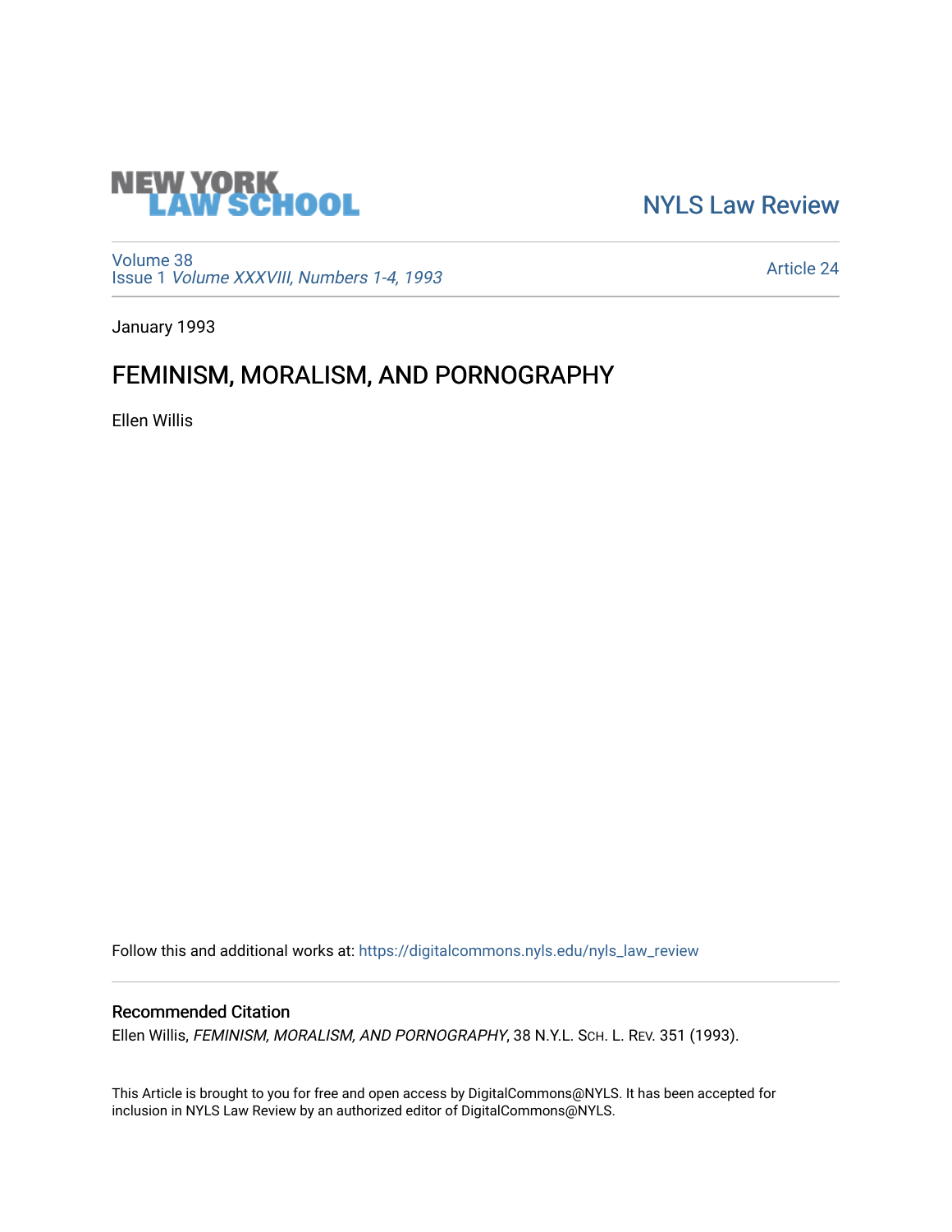NEW YORK LAW SCHOOL

NYLS Law Review

Volume 38
Issue 1 *Volume XXXVIII, Numbers 1-4, 1993*

Article 24

January 1993

# FEMINISM, MORALISM, AND PORNOGRAPHY

Ellen Willis

Follow this and additional works at: https://digitalcommons.nyls.edu/nyls_law_review

## Recommended Citation

Ellen Willis, *FEMINISM, MORALISM, AND PORNOGRAPHY*, 38 N.Y.L. SCH. L. REV. 351 (1993).

This Article is brought to you for free and open access by DigitalCommons@NYLS. It has been accepted for inclusion in NYLS Law Review by an authorized editor of DigitalCommons@NYLS.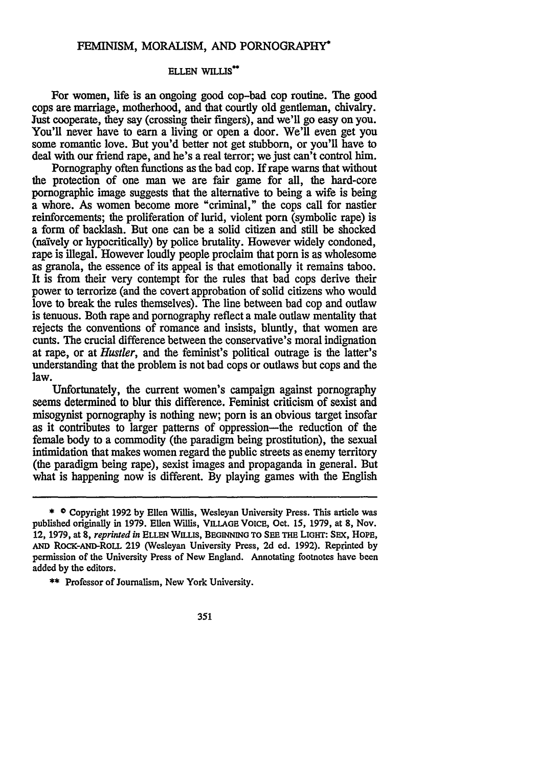# FEMINISM, MORALISM, AND PORNOGRAPHY*

## ELLEN WILLIS**

For women, life is an ongoing good cop–bad cop routine. The good cops are marriage, motherhood, and that courtly old gentleman, chivalry. Just cooperate, they say (crossing their fingers), and we'll go easy on you. You'll never have to earn a living or open a door. We'll even get you some romantic love. But you'd better not get stubborn, or you'll have to deal with our friend rape, and he's a real terror; we just can't control him.

Pornography often functions as the bad cop. If rape warns that without the protection of one man we are fair game for all, the hard-core pornographic image suggests that the alternative to being a wife is being a whore. As women become more "criminal," the cops call for nastier reinforcements; the proliferation of lurid, violent porn (symbolic rape) is a form of backlash. But one can be a solid citizen and still be shocked (naïvely or hypocritically) by police brutality. However widely condoned, rape is illegal. However loudly people proclaim that porn is as wholesome as granola, the essence of its appeal is that emotionally it remains taboo. It is from their very contempt for the rules that bad cops derive their power to terrorize (and the covert approbation of solid citizens who would love to break the rules themselves). The line between bad cop and outlaw is tenuous. Both rape and pornography reflect a male outlaw mentality that rejects the conventions of romance and insists, bluntly, that women are cunts. The crucial difference between the conservative's moral indignation at rape, or at *Hustler*, and the feminist's political outrage is the latter's understanding that the problem is not bad cops or outlaws but cops and the law.

Unfortunately, the current women's campaign against pornography seems determined to blur this difference. Feminist criticism of sexist and misogynist pornography is nothing new; porn is an obvious target insofar as it contributes to larger patterns of oppression—the reduction of the female body to a commodity (the paradigm being prostitution), the sexual intimidation that makes women regard the public streets as enemy territory (the paradigm being rape), sexist images and propaganda in general. But what is happening now is different. By playing games with the English

---

\* © Copyright 1992 by Ellen Willis, Wesleyan University Press. This article was published originally in 1979. Ellen Willis, VILLAGE VOICE, Oct. 15, 1979, at 8, Nov. 12, 1979, at 8, *reprinted in* ELLEN WILLIS, BEGINNING TO SEE THE LIGHT: SEX, HOPE, AND ROCK-AND-ROLL 219 (Wesleyan University Press, 2d ed. 1992). Reprinted by permission of the University Press of New England. Annotating footnotes have been added by the editors.

\*\* Professor of Journalism, New York University.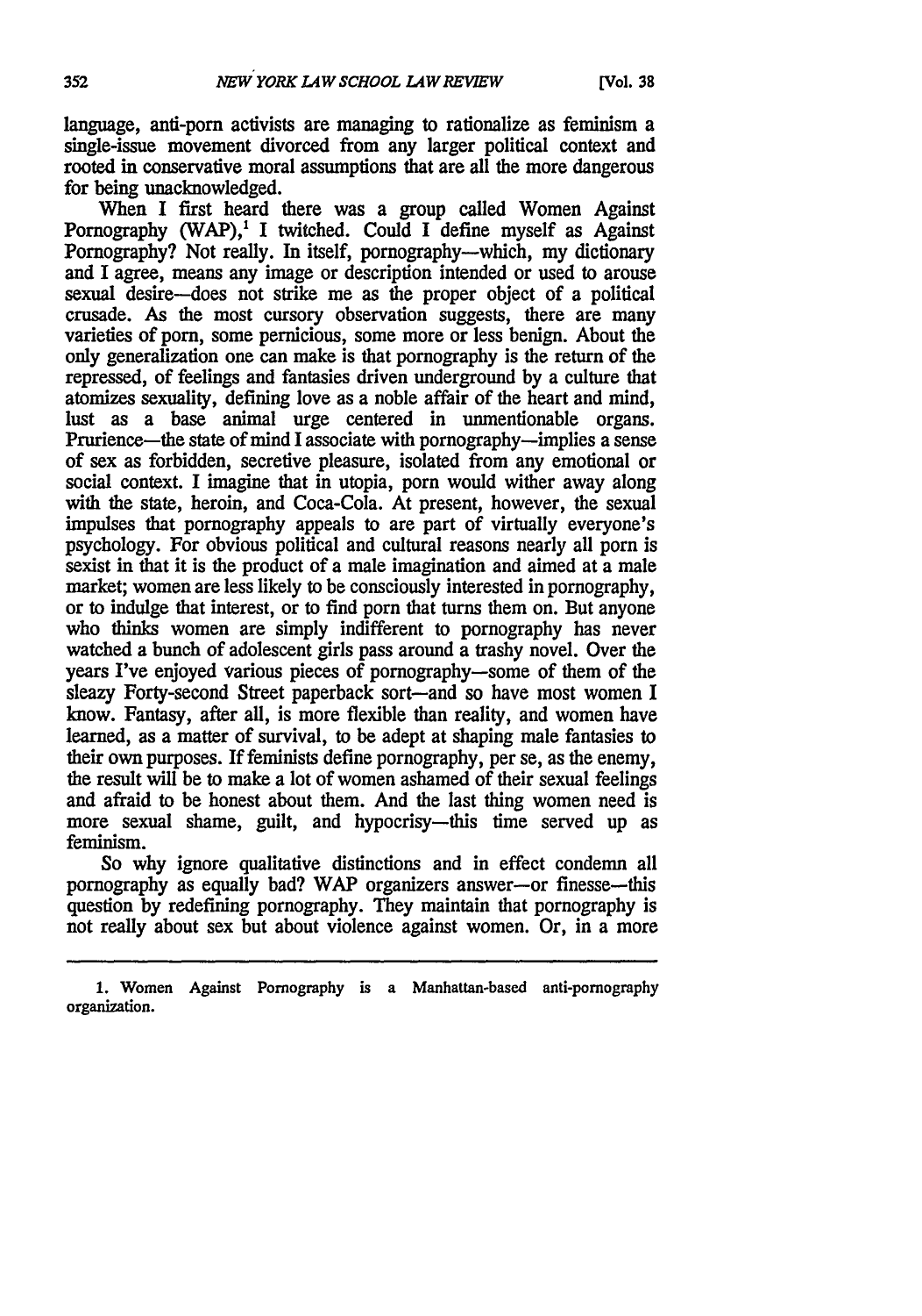language, anti-porn activists are managing to rationalize as feminism a single-issue movement divorced from any larger political context and rooted in conservative moral assumptions that are all the more dangerous for being unacknowledged.

When I first heard there was a group called Women Against Pornography (WAP),[1] I twitched. Could I define myself as Against Pornography? Not really. In itself, pornography—which, my dictionary and I agree, means any image or description intended or used to arouse sexual desire—does not strike me as the proper object of a political crusade. As the most cursory observation suggests, there are many varieties of porn, some pernicious, some more or less benign. About the only generalization one can make is that pornography is the return of the repressed, of feelings and fantasies driven underground by a culture that atomizes sexuality, defining love as a noble affair of the heart and mind, lust as a base animal urge centered in unmentionable organs. Prurience—the state of mind I associate with pornography—implies a sense of sex as forbidden, secretive pleasure, isolated from any emotional or social context. I imagine that in utopia, porn would wither away along with the state, heroin, and Coca-Cola. At present, however, the sexual impulses that pornography appeals to are part of virtually everyone's psychology. For obvious political and cultural reasons nearly all porn is sexist in that it is the product of a male imagination and aimed at a male market; women are less likely to be consciously interested in pornography, or to indulge that interest, or to find porn that turns them on. But anyone who thinks women are simply indifferent to pornography has never watched a bunch of adolescent girls pass around a trashy novel. Over the years I've enjoyed various pieces of pornography—some of them of the sleazy Forty-second Street paperback sort—and so have most women I know. Fantasy, after all, is more flexible than reality, and women have learned, as a matter of survival, to be adept at shaping male fantasies to their own purposes. If feminists define pornography, per se, as the enemy, the result will be to make a lot of women ashamed of their sexual feelings and afraid to be honest about them. And the last thing women need is more sexual shame, guilt, and hypocrisy—this time served up as feminism.

So why ignore qualitative distinctions and in effect condemn all pornography as equally bad? WAP organizers answer—or finesse—this question by redefining pornography. They maintain that pornography is not really about sex but about violence against women. Or, in a more

---

1. Women Against Pornography is a Manhattan-based anti-pornography organization.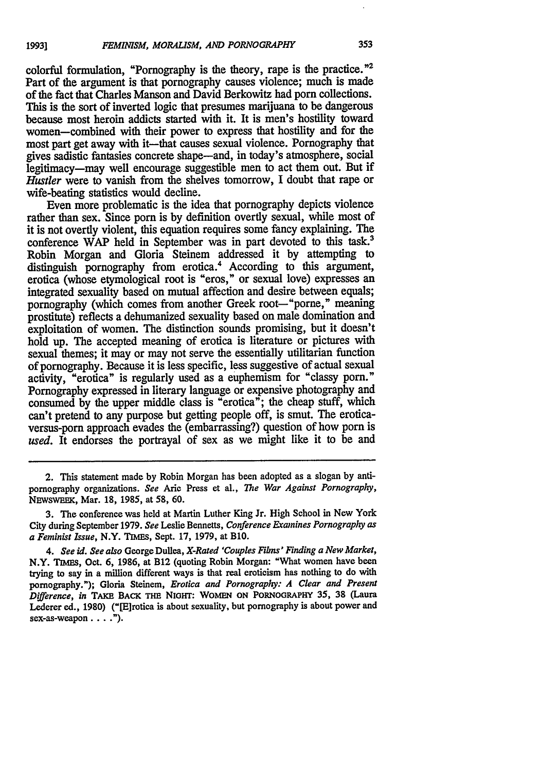colorful formulation, "Pornography is the theory, rape is the practice."[2] Part of the argument is that pornography causes violence; much is made of the fact that Charles Manson and David Berkowitz had porn collections. This is the sort of inverted logic that presumes marijuana to be dangerous because most heroin addicts started with it. It is men's hostility toward women—combined with their power to express that hostility and for the most part get away with it—that causes sexual violence. Pornography that gives sadistic fantasies concrete shape—and, in today's atmosphere, social legitimacy—may well encourage suggestible men to act them out. But if *Hustler* were to vanish from the shelves tomorrow, I doubt that rape or wife-beating statistics would decline.

Even more problematic is the idea that pornography depicts violence rather than sex. Since porn is by definition overtly sexual, while most of it is not overtly violent, this equation requires some fancy explaining. The conference WAP held in September was in part devoted to this task.[3] Robin Morgan and Gloria Steinem addressed it by attempting to distinguish pornography from erotica.[4] According to this argument, erotica (whose etymological root is "eros," or sexual love) expresses an integrated sexuality based on mutual affection and desire between equals; pornography (which comes from another Greek root—"porne," meaning prostitute) reflects a dehumanized sexuality based on male domination and exploitation of women. The distinction sounds promising, but it doesn't hold up. The accepted meaning of erotica is literature or pictures with sexual themes; it may or may not serve the essentially utilitarian function of pornography. Because it is less specific, less suggestive of actual sexual activity, "erotica" is regularly used as a euphemism for "classy porn." Pornography expressed in literary language or expensive photography and consumed by the upper middle class is "erotica"; the cheap stuff, which can't pretend to any purpose but getting people off, is smut. The erotica-versus-porn approach evades the (embarrassing?) question of how porn is *used*. It endorses the portrayal of sex as we might like it to be and

---

2. This statement made by Robin Morgan has been adopted as a slogan by anti-pornography organizations. *See* Aric Press et al., *The War Against Pornography*, NEWSWEEK, Mar. 18, 1985, at 58, 60.

3. The conference was held at Martin Luther King Jr. High School in New York City during September 1979. *See* Leslie Bennetts, *Conference Examines Pornography as a Feminist Issue*, N.Y. TIMES, Sept. 17, 1979, at B10.

4. *See id. See also* George Dullea, *X-Rated 'Couples Films' Finding a New Market*, N.Y. TIMES, Oct. 6, 1986, at B12 (quoting Robin Morgan: "What women have been trying to say in a million different ways is that real eroticism has nothing to do with pornography."); Gloria Steinem, *Erotica and Pornography: A Clear and Present Difference*, *in* TAKE BACK THE NIGHT: WOMEN ON PORNOGRAPHY 35, 38 (Laura Lederer ed., 1980) ("[E]rotica is about sexuality, but pornography is about power and sex-as-weapon . . . .").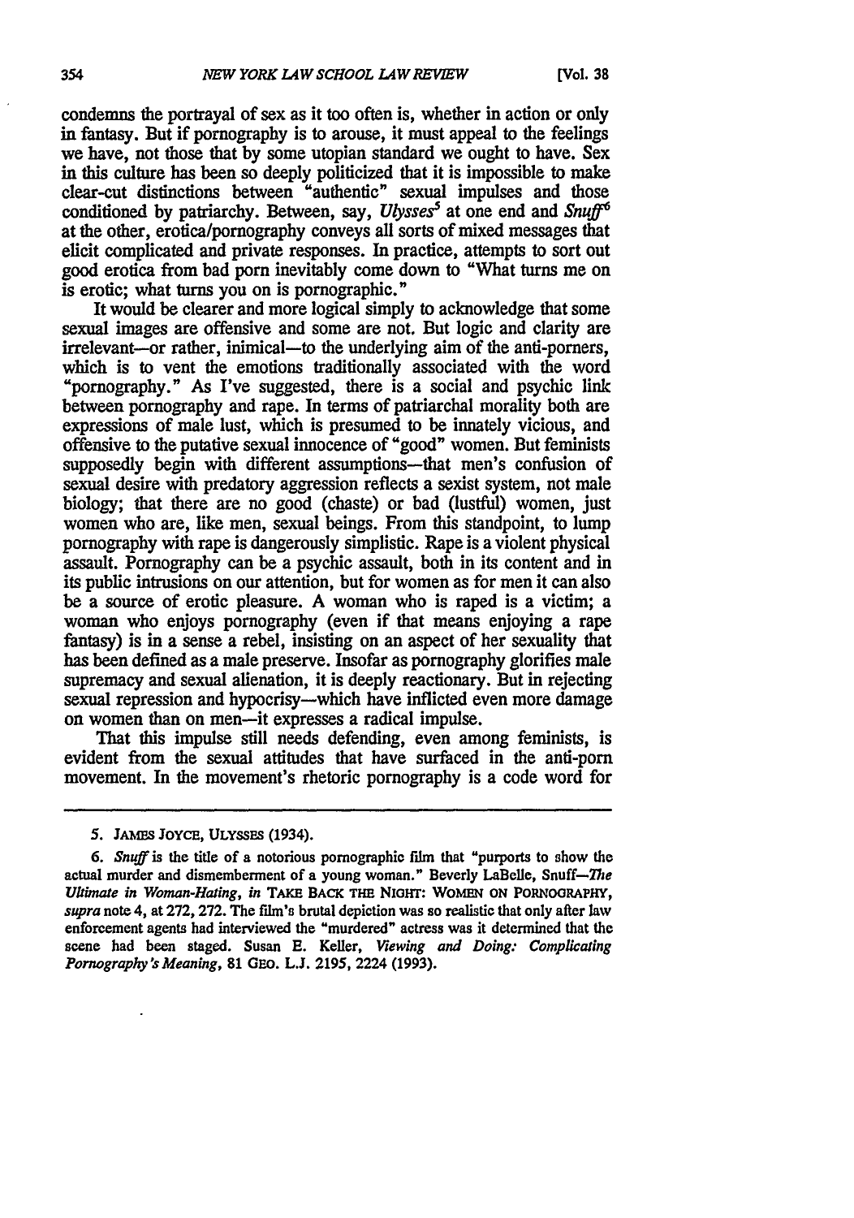condemns the portrayal of sex as it too often is, whether in action or only in fantasy. But if pornography is to arouse, it must appeal to the feelings we have, not those that by some utopian standard we ought to have. Sex in this culture has been so deeply politicized that it is impossible to make clear-cut distinctions between "authentic" sexual impulses and those conditioned by patriarchy. Between, say, *Ulysses*[5] at one end and *Snuff*[6] at the other, erotica/pornography conveys all sorts of mixed messages that elicit complicated and private responses. In practice, attempts to sort out good erotica from bad porn inevitably come down to "What turns me on is erotic; what turns you on is pornographic."

It would be clearer and more logical simply to acknowledge that some sexual images are offensive and some are not. But logic and clarity are irrelevant—or rather, inimical—to the underlying aim of the anti-porners, which is to vent the emotions traditionally associated with the word "pornography." As I've suggested, there is a social and psychic link between pornography and rape. In terms of patriarchal morality both are expressions of male lust, which is presumed to be innately vicious, and offensive to the putative sexual innocence of "good" women. But feminists supposedly begin with different assumptions—that men's confusion of sexual desire with predatory aggression reflects a sexist system, not male biology; that there are no good (chaste) or bad (lustful) women, just women who are, like men, sexual beings. From this standpoint, to lump pornography with rape is dangerously simplistic. Rape is a violent physical assault. Pornography can be a psychic assault, both in its content and in its public intrusions on our attention, but for women as for men it can also be a source of erotic pleasure. A woman who is raped is a victim; a woman who enjoys pornography (even if that means enjoying a rape fantasy) is in a sense a rebel, insisting on an aspect of her sexuality that has been defined as a male preserve. Insofar as pornography glorifies male supremacy and sexual alienation, it is deeply reactionary. But in rejecting sexual repression and hypocrisy—which have inflicted even more damage on women than on men—it expresses a radical impulse.

That this impulse still needs defending, even among feminists, is evident from the sexual attitudes that have surfaced in the anti-porn movement. In the movement's rhetoric pornography is a code word for

---

5. JAMES JOYCE, ULYSSES (1934).

6. *Snuff* is the title of a notorious pornographic film that "purports to show the actual murder and dismemberment of a young woman." Beverly LaBelle, Snuff—*The Ultimate in Woman-Hating*, *in* TAKE BACK THE NIGHT: WOMEN ON PORNOGRAPHY, *supra* note 4, at 272, 272. The film's brutal depiction was so realistic that only after law enforcement agents had interviewed the "murdered" actress was it determined that the scene had been staged. Susan E. Keller, *Viewing and Doing: Complicating Pornography's Meaning*, 81 GEO. L.J. 2195, 2224 (1993).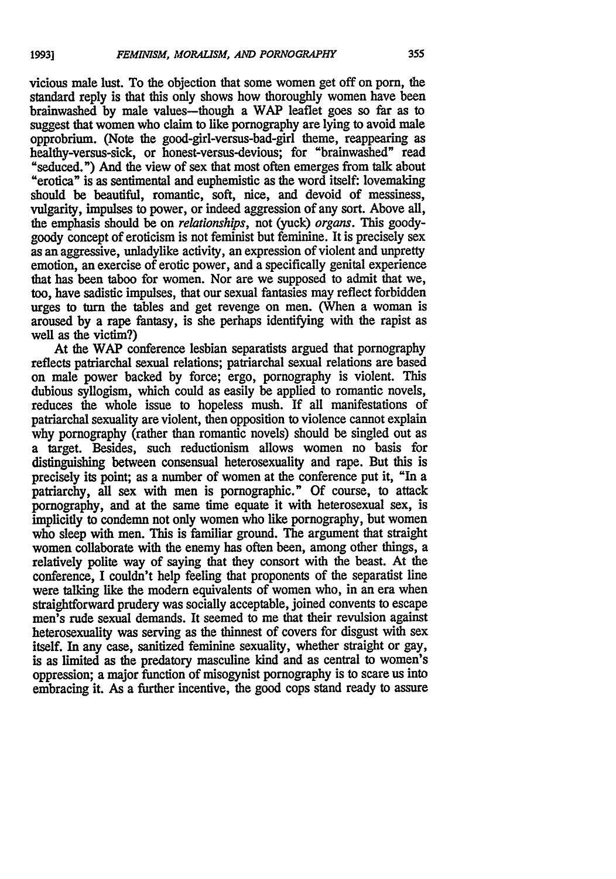vicious male lust. To the objection that some women get off on porn, the standard reply is that this only shows how thoroughly women have been brainwashed by male values—though a WAP leaflet goes so far as to suggest that women who claim to like pornography are lying to avoid male opprobrium. (Note the good-girl-versus-bad-girl theme, reappearing as healthy-versus-sick, or honest-versus-devious; for "brainwashed" read "seduced.") And the view of sex that most often emerges from talk about "erotica" is as sentimental and euphemistic as the word itself: lovemaking should be beautiful, romantic, soft, nice, and devoid of messiness, vulgarity, impulses to power, or indeed aggression of any sort. Above all, the emphasis should be on *relationships*, not (yuck) *organs*. This goody-goody concept of eroticism is not feminist but feminine. It is precisely sex as an aggressive, unladylike activity, an expression of violent and unpretty emotion, an exercise of erotic power, and a specifically genital experience that has been taboo for women. Nor are we supposed to admit that we, too, have sadistic impulses, that our sexual fantasies may reflect forbidden urges to turn the tables and get revenge on men. (When a woman is aroused by a rape fantasy, is she perhaps identifying with the rapist as well as the victim?)

At the WAP conference lesbian separatists argued that pornography reflects patriarchal sexual relations; patriarchal sexual relations are based on male power backed by force; ergo, pornography is violent. This dubious syllogism, which could as easily be applied to romantic novels, reduces the whole issue to hopeless mush. If all manifestations of patriarchal sexuality are violent, then opposition to violence cannot explain why pornography (rather than romantic novels) should be singled out as a target. Besides, such reductionism allows women no basis for distinguishing between consensual heterosexuality and rape. But this is precisely its point; as a number of women at the conference put it, "In a patriarchy, all sex with men is pornographic." Of course, to attack pornography, and at the same time equate it with heterosexual sex, is implicitly to condemn not only women who like pornography, but women who sleep with men. This is familiar ground. The argument that straight women collaborate with the enemy has often been, among other things, a relatively polite way of saying that they consort with the beast. At the conference, I couldn't help feeling that proponents of the separatist line were talking like the modern equivalents of women who, in an era when straightforward prudery was socially acceptable, joined convents to escape men's rude sexual demands. It seemed to me that their revulsion against heterosexuality was serving as the thinnest of covers for disgust with sex itself. In any case, sanitized feminine sexuality, whether straight or gay, is as limited as the predatory masculine kind and as central to women's oppression; a major function of misogynist pornography is to scare us into embracing it. As a further incentive, the good cops stand ready to assure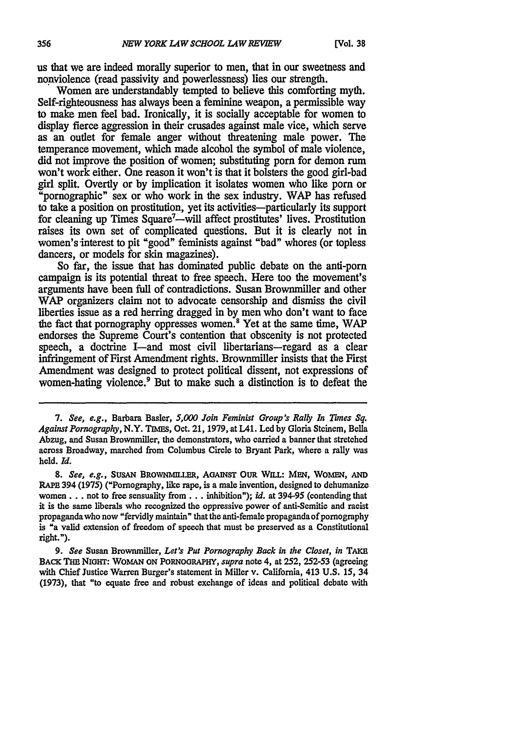us that we are indeed morally superior to men, that in our sweetness and nonviolence (read passivity and powerlessness) lies our strength.

Women are understandably tempted to believe this comforting myth. Self-righteousness has always been a feminine weapon, a permissible way to make men feel bad. Ironically, it is socially acceptable for women to display fierce aggression in their crusades against male vice, which serve as an outlet for female anger without threatening male power. The temperance movement, which made alcohol the symbol of male violence, did not improve the position of women; substituting porn for demon rum won't work either. One reason it won't is that it bolsters the good girl-bad girl split. Overtly or by implication it isolates women who like porn or "pornographic" sex or who work in the sex industry. WAP has refused to take a position on prostitution, yet its activities—particularly its support for cleaning up Times Square[7]—will affect prostitutes' lives. Prostitution raises its own set of complicated questions. But it is clearly not in women's interest to pit "good" feminists against "bad" whores (or topless dancers, or models for skin magazines).

So far, the issue that has dominated public debate on the anti-porn campaign is its potential threat to free speech. Here too the movement's arguments have been full of contradictions. Susan Brownmiller and other WAP organizers claim not to advocate censorship and dismiss the civil liberties issue as a red herring dragged in by men who don't want to face the fact that pornography oppresses women.[8] Yet at the same time, WAP endorses the Supreme Court's contention that obscenity is not protected speech, a doctrine I—and most civil libertarians—regard as a clear infringement of First Amendment rights. Brownmiller insists that the First Amendment was designed to protect political dissent, not expressions of women-hating violence.[9] But to make such a distinction is to defeat the

---

7. *See, e.g.*, Barbara Basler, *5,000 Join Feminist Group's Rally In Times Sq. Against Pornography*, N.Y. TIMES, Oct. 21, 1979, at L41. Led by Gloria Steinem, Bella Abzug, and Susan Brownmiller, the demonstrators, who carried a banner that stretched across Broadway, marched from Columbus Circle to Bryant Park, where a rally was held. *Id.*

8. *See, e.g.*, SUSAN BROWNMILLER, AGAINST OUR WILL: MEN, WOMEN, AND RAPE 394 (1975) ("Pornography, like rape, is a male invention, designed to dehumanize women . . . not to free sensuality from . . . inhibition"); *id.* at 394-95 (contending that it is the same liberals who recognized the oppressive power of anti-Semitic and racist propaganda who now "fervidly maintain" that the anti-female propaganda of pornography is "a valid extension of freedom of speech that must be preserved as a Constitutional right.").

9. *See* Susan Brownmiller, *Let's Put Pornography Back in the Closet*, *in* TAKE BACK THE NIGHT: WOMAN ON PORNOGRAPHY, *supra* note 4, at 252, 252-53 (agreeing with Chief Justice Warren Burger's statement in Miller v. California, 413 U.S. 15, 34 (1973), that "to equate free and robust exchange of ideas and political debate with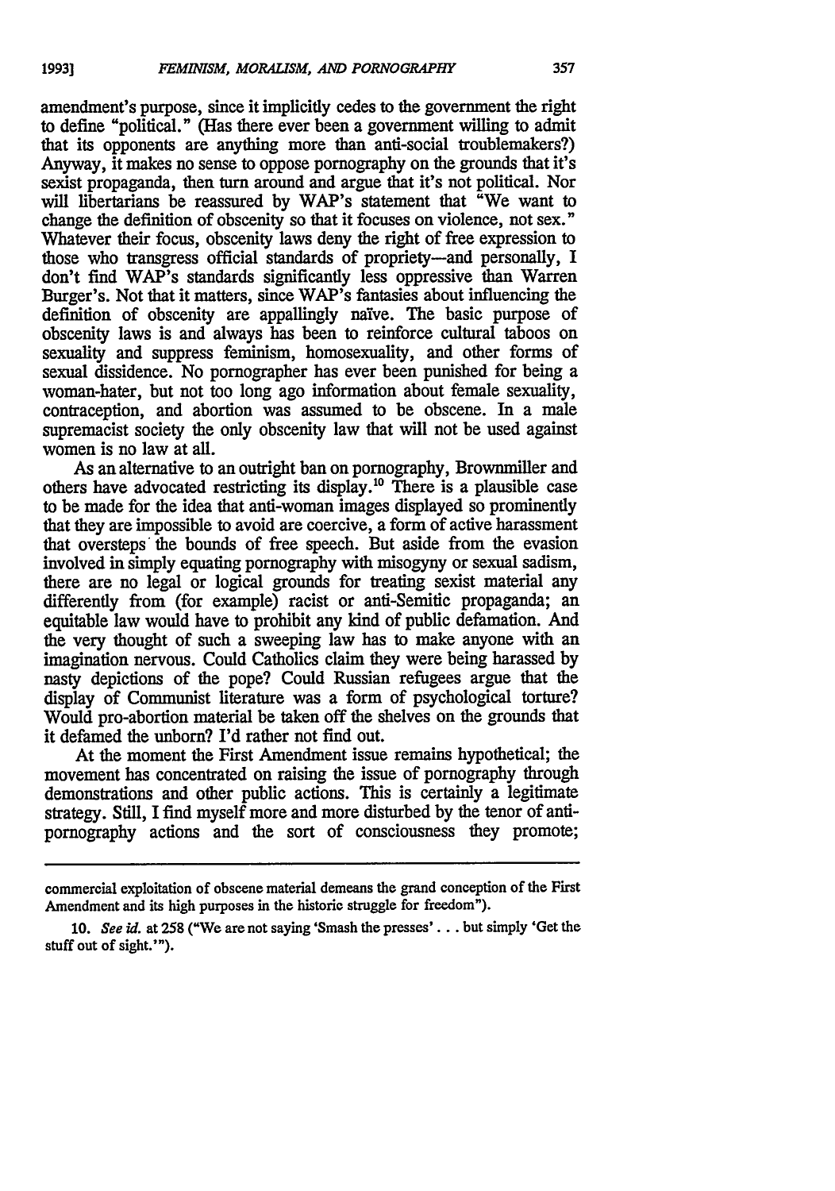amendment's purpose, since it implicitly cedes to the government the right to define "political." (Has there ever been a government willing to admit that its opponents are anything more than anti-social troublemakers?) Anyway, it makes no sense to oppose pornography on the grounds that it's sexist propaganda, then turn around and argue that it's not political. Nor will libertarians be reassured by WAP's statement that "We want to change the definition of obscenity so that it focuses on violence, not sex." Whatever their focus, obscenity laws deny the right of free expression to those who transgress official standards of propriety—and personally, I don't find WAP's standards significantly less oppressive than Warren Burger's. Not that it matters, since WAP's fantasies about influencing the definition of obscenity are appallingly naïve. The basic purpose of obscenity laws is and always has been to reinforce cultural taboos on sexuality and suppress feminism, homosexuality, and other forms of sexual dissidence. No pornographer has ever been punished for being a woman-hater, but not too long ago information about female sexuality, contraception, and abortion was assumed to be obscene. In a male supremacist society the only obscenity law that will not be used against women is no law at all.

As an alternative to an outright ban on pornography, Brownmiller and others have advocated restricting its display.[10] There is a plausible case to be made for the idea that anti-woman images displayed so prominently that they are impossible to avoid are coercive, a form of active harassment that oversteps the bounds of free speech. But aside from the evasion involved in simply equating pornography with misogyny or sexual sadism, there are no legal or logical grounds for treating sexist material any differently from (for example) racist or anti-Semitic propaganda; an equitable law would have to prohibit any kind of public defamation. And the very thought of such a sweeping law has to make anyone with an imagination nervous. Could Catholics claim they were being harassed by nasty depictions of the pope? Could Russian refugees argue that the display of Communist literature was a form of psychological torture? Would pro-abortion material be taken off the shelves on the grounds that it defamed the unborn? I'd rather not find out.

At the moment the First Amendment issue remains hypothetical; the movement has concentrated on raising the issue of pornography through demonstrations and other public actions. This is certainly a legitimate strategy. Still, I find myself more and more disturbed by the tenor of anti-pornography actions and the sort of consciousness they promote;

---

commercial exploitation of obscene material demeans the grand conception of the First Amendment and its high purposes in the historic struggle for freedom").

10. *See id.* at 258 ("We are not saying 'Smash the presses' . . . but simply 'Get the stuff out of sight.'").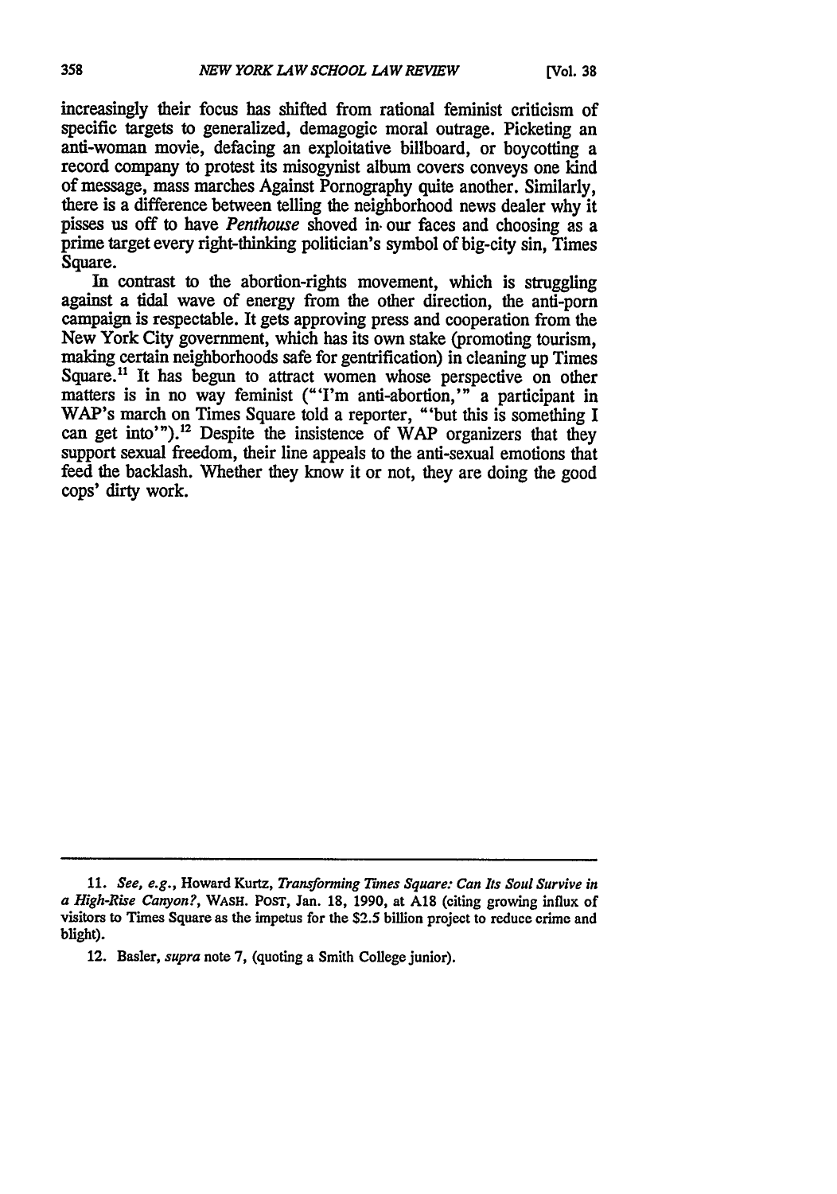increasingly their focus has shifted from rational feminist criticism of specific targets to generalized, demagogic moral outrage. Picketing an anti-woman movie, defacing an exploitative billboard, or boycotting a record company to protest its misogynist album covers conveys one kind of message, mass marches Against Pornography quite another. Similarly, there is a difference between telling the neighborhood news dealer why it pisses us off to have *Penthouse* shoved in our faces and choosing as a prime target every right-thinking politician's symbol of big-city sin, Times Square.

In contrast to the abortion-rights movement, which is struggling against a tidal wave of energy from the other direction, the anti-porn campaign is respectable. It gets approving press and cooperation from the New York City government, which has its own stake (promoting tourism, making certain neighborhoods safe for gentrification) in cleaning up Times Square.[11] It has begun to attract women whose perspective on other matters is in no way feminist ("'I'm anti-abortion,'" a participant in WAP's march on Times Square told a reporter, "'but this is something I can get into'").[12] Despite the insistence of WAP organizers that they support sexual freedom, their line appeals to the anti-sexual emotions that feed the backlash. Whether they know it or not, they are doing the good cops' dirty work.

---

11. *See, e.g.*, Howard Kurtz, *Transforming Times Square: Can Its Soul Survive in a High-Rise Canyon?*, WASH. POST, Jan. 18, 1990, at A18 (citing growing influx of visitors to Times Square as the impetus for the $2.5 billion project to reduce crime and blight).

12. Basler, *supra* note 7, (quoting a Smith College junior).